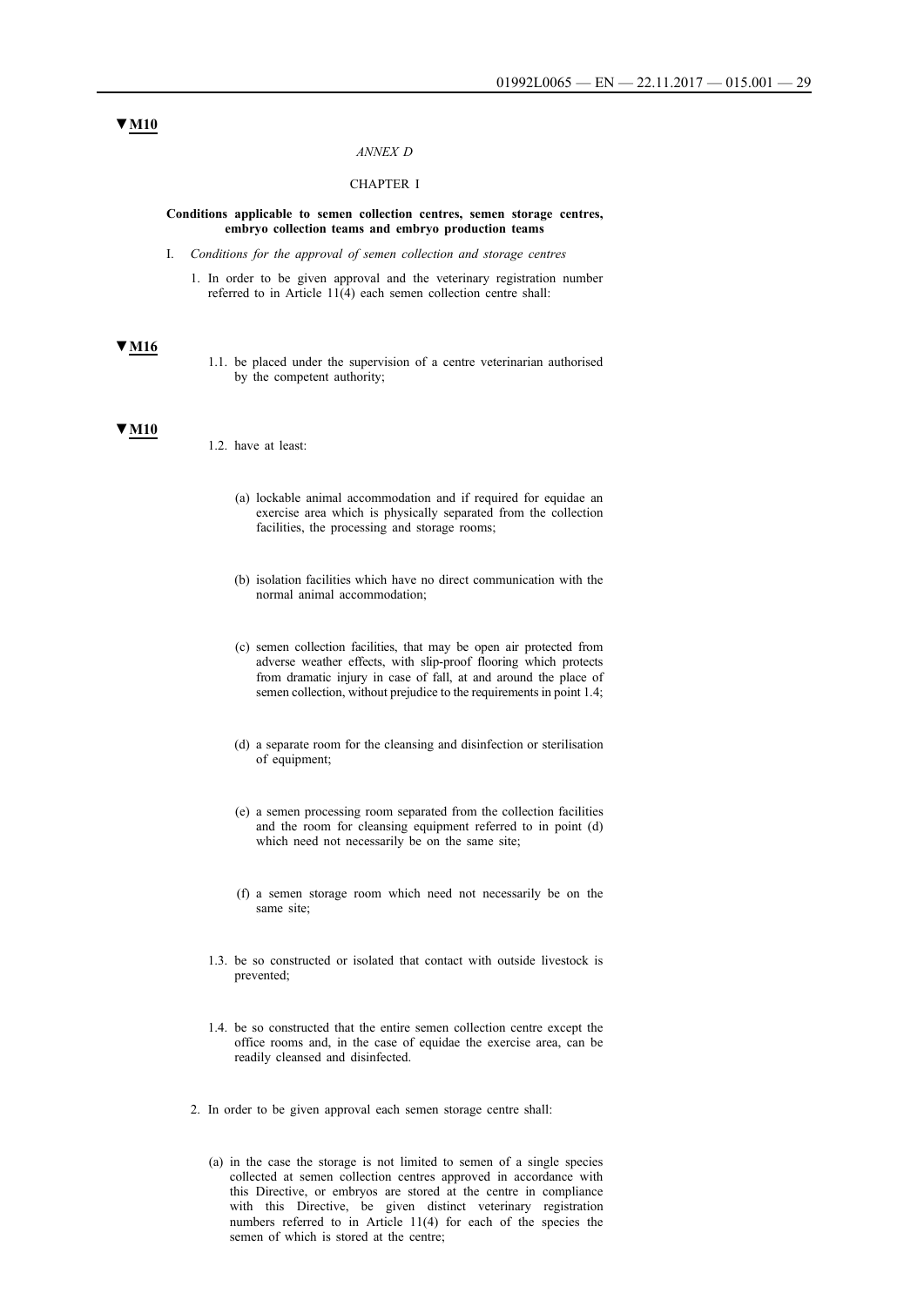▼M10

*ANNEX D*

CHAPTER I

**Conditions applicable to semen collection centres, semen storage centres, embryo collection teams and embryo production teams**

I. *Conditions for the approval of semen collection and storage centres*

1. In order to be given approval and the veterinary registration number referred to in Article 11(4) each semen collection centre shall:

▼M16

1.1. be placed under the supervision of a centre veterinarian authorised by the competent authority;

▼M10

1.2. have at least:

(a) lockable animal accommodation and if required for equidae an exercise area which is physically separated from the collection facilities, the processing and storage rooms;

(b) isolation facilities which have no direct communication with the normal animal accommodation;

(c) semen collection facilities, that may be open air protected from adverse weather effects, with slip-proof flooring which protects from dramatic injury in case of fall, at and around the place of semen collection, without prejudice to the requirements in point 1.4;

(d) a separate room for the cleansing and disinfection or sterilisation of equipment;

(e) a semen processing room separated from the collection facilities and the room for cleansing equipment referred to in point (d) which need not necessarily be on the same site;

(f) a semen storage room which need not necessarily be on the same site;

1.3. be so constructed or isolated that contact with outside livestock is prevented;

1.4. be so constructed that the entire semen collection centre except the office rooms and, in the case of equidae the exercise area, can be readily cleansed and disinfected.

2. In order to be given approval each semen storage centre shall:

(a) in the case the storage is not limited to semen of a single species collected at semen collection centres approved in accordance with this Directive, or embryos are stored at the centre in compliance with this Directive, be given distinct veterinary registration numbers referred to in Article 11(4) for each of the species the semen of which is stored at the centre;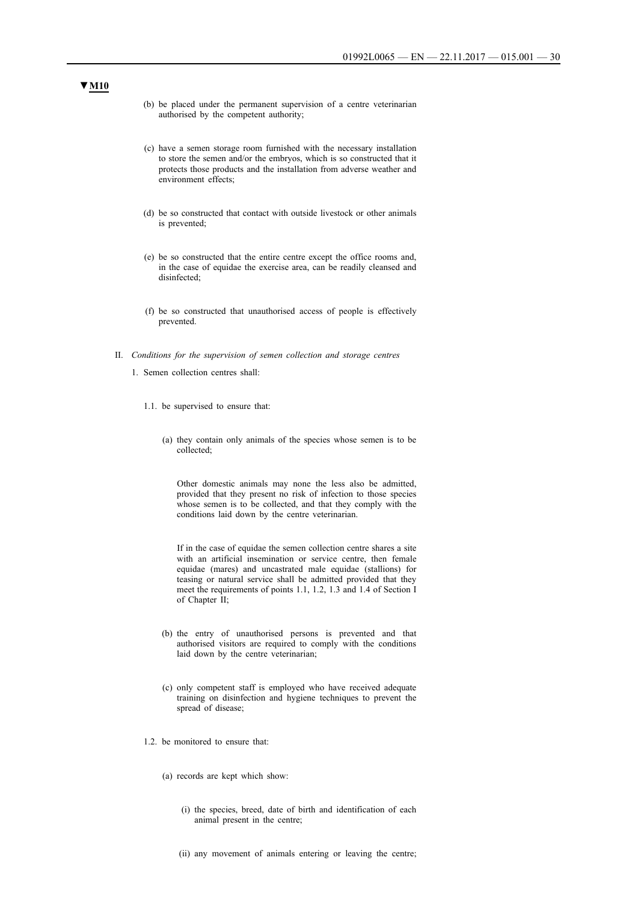▼M10

(b) be placed under the permanent supervision of a centre veterinarian authorised by the competent authority;

(c) have a semen storage room furnished with the necessary installation to store the semen and/or the embryos, which is so constructed that it protects those products and the installation from adverse weather and environment effects;

(d) be so constructed that contact with outside livestock or other animals is prevented;

(e) be so constructed that the entire centre except the office rooms and, in the case of equidae the exercise area, can be readily cleansed and disinfected;

(f) be so constructed that unauthorised access of people is effectively prevented.

II. *Conditions for the supervision of semen collection and storage centres*

1. Semen collection centres shall:

1.1. be supervised to ensure that:

(a) they contain only animals of the species whose semen is to be collected;

Other domestic animals may none the less also be admitted, provided that they present no risk of infection to those species whose semen is to be collected, and that they comply with the conditions laid down by the centre veterinarian.

If in the case of equidae the semen collection centre shares a site with an artificial insemination or service centre, then female equidae (mares) and uncastrated male equidae (stallions) for teasing or natural service shall be admitted provided that they meet the requirements of points 1.1, 1.2, 1.3 and 1.4 of Section I of Chapter II;

(b) the entry of unauthorised persons is prevented and that authorised visitors are required to comply with the conditions laid down by the centre veterinarian;

(c) only competent staff is employed who have received adequate training on disinfection and hygiene techniques to prevent the spread of disease;

1.2. be monitored to ensure that:

(a) records are kept which show:

(i) the species, breed, date of birth and identification of each animal present in the centre;

(ii) any movement of animals entering or leaving the centre;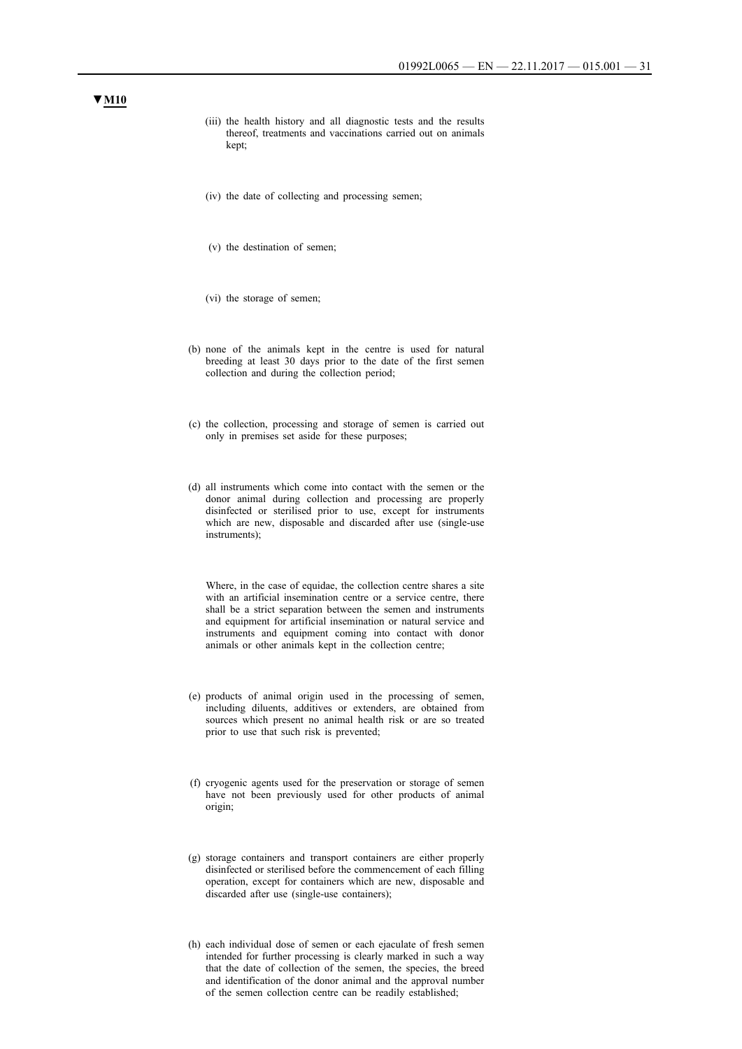▼M10

(iii) the health history and all diagnostic tests and the results thereof, treatments and vaccinations carried out on animals kept;

(iv) the date of collecting and processing semen;

(v) the destination of semen;

(vi) the storage of semen;

(b) none of the animals kept in the centre is used for natural breeding at least 30 days prior to the date of the first semen collection and during the collection period;

(c) the collection, processing and storage of semen is carried out only in premises set aside for these purposes;

(d) all instruments which come into contact with the semen or the donor animal during collection and processing are properly disinfected or sterilised prior to use, except for instruments which are new, disposable and discarded after use (single-use instruments);

Where, in the case of equidae, the collection centre shares a site with an artificial insemination centre or a service centre, there shall be a strict separation between the semen and instruments and equipment for artificial insemination or natural service and instruments and equipment coming into contact with donor animals or other animals kept in the collection centre;

(e) products of animal origin used in the processing of semen, including diluents, additives or extenders, are obtained from sources which present no animal health risk or are so treated prior to use that such risk is prevented;

(f) cryogenic agents used for the preservation or storage of semen have not been previously used for other products of animal origin;

(g) storage containers and transport containers are either properly disinfected or sterilised before the commencement of each filling operation, except for containers which are new, disposable and discarded after use (single-use containers);

(h) each individual dose of semen or each ejaculate of fresh semen intended for further processing is clearly marked in such a way that the date of collection of the semen, the species, the breed and identification of the donor animal and the approval number of the semen collection centre can be readily established;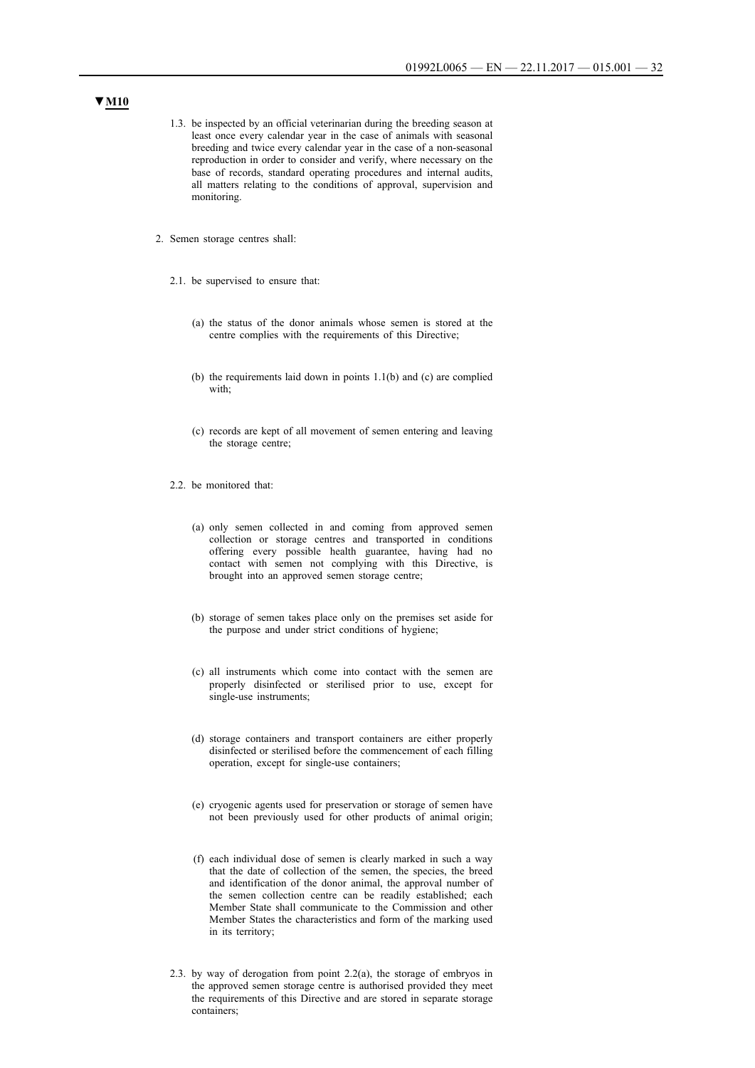▼M10

1.3. be inspected by an official veterinarian during the breeding season at least once every calendar year in the case of animals with seasonal breeding and twice every calendar year in the case of a non-seasonal reproduction in order to consider and verify, where necessary on the base of records, standard operating procedures and internal audits, all matters relating to the conditions of approval, supervision and monitoring.

2. Semen storage centres shall:

2.1. be supervised to ensure that:

(a) the status of the donor animals whose semen is stored at the centre complies with the requirements of this Directive;

(b) the requirements laid down in points 1.1(b) and (c) are complied with;

(c) records are kept of all movement of semen entering and leaving the storage centre;

2.2. be monitored that:

(a) only semen collected in and coming from approved semen collection or storage centres and transported in conditions offering every possible health guarantee, having had no contact with semen not complying with this Directive, is brought into an approved semen storage centre;

(b) storage of semen takes place only on the premises set aside for the purpose and under strict conditions of hygiene;

(c) all instruments which come into contact with the semen are properly disinfected or sterilised prior to use, except for single-use instruments;

(d) storage containers and transport containers are either properly disinfected or sterilised before the commencement of each filling operation, except for single-use containers;

(e) cryogenic agents used for preservation or storage of semen have not been previously used for other products of animal origin;

(f) each individual dose of semen is clearly marked in such a way that the date of collection of the semen, the species, the breed and identification of the donor animal, the approval number of the semen collection centre can be readily established; each Member State shall communicate to the Commission and other Member States the characteristics and form of the marking used in its territory;

2.3. by way of derogation from point 2.2(a), the storage of embryos in the approved semen storage centre is authorised provided they meet the requirements of this Directive and are stored in separate storage containers;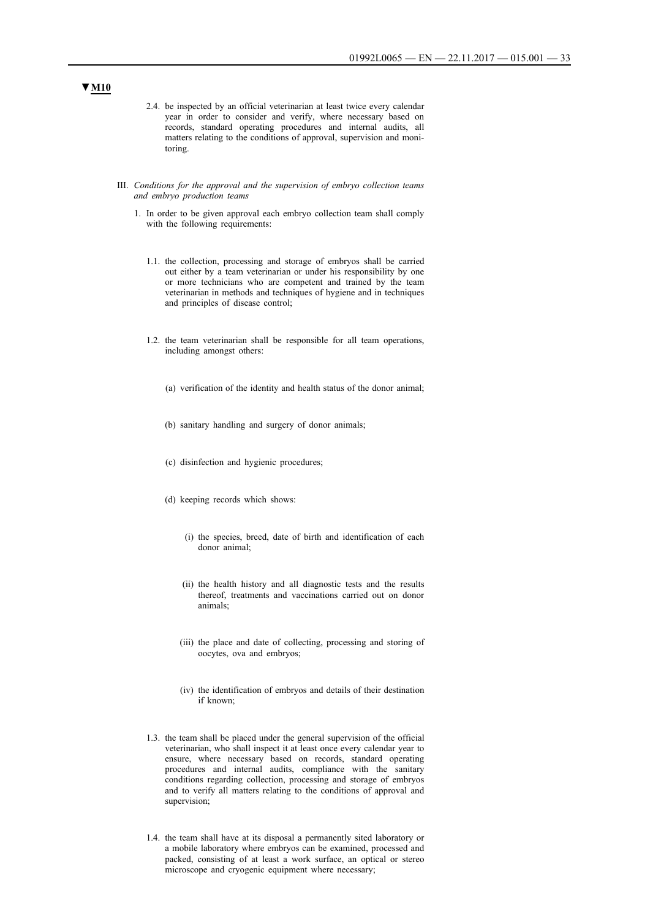▼M10

2.4. be inspected by an official veterinarian at least twice every calendar year in order to consider and verify, where necessary based on records, standard operating procedures and internal audits, all matters relating to the conditions of approval, supervision and monitoring.

III. *Conditions for the approval and the supervision of embryo collection teams and embryo production teams*

1. In order to be given approval each embryo collection team shall comply with the following requirements:

1.1. the collection, processing and storage of embryos shall be carried out either by a team veterinarian or under his responsibility by one or more technicians who are competent and trained by the team veterinarian in methods and techniques of hygiene and in techniques and principles of disease control;

1.2. the team veterinarian shall be responsible for all team operations, including amongst others:

(a) verification of the identity and health status of the donor animal;

(b) sanitary handling and surgery of donor animals;

(c) disinfection and hygienic procedures;

(d) keeping records which shows:

(i) the species, breed, date of birth and identification of each donor animal;

(ii) the health history and all diagnostic tests and the results thereof, treatments and vaccinations carried out on donor animals;

(iii) the place and date of collecting, processing and storing of oocytes, ova and embryos;

(iv) the identification of embryos and details of their destination if known;

1.3. the team shall be placed under the general supervision of the official veterinarian, who shall inspect it at least once every calendar year to ensure, where necessary based on records, standard operating procedures and internal audits, compliance with the sanitary conditions regarding collection, processing and storage of embryos and to verify all matters relating to the conditions of approval and supervision;

1.4. the team shall have at its disposal a permanently sited laboratory or a mobile laboratory where embryos can be examined, processed and packed, consisting of at least a work surface, an optical or stereo microscope and cryogenic equipment where necessary;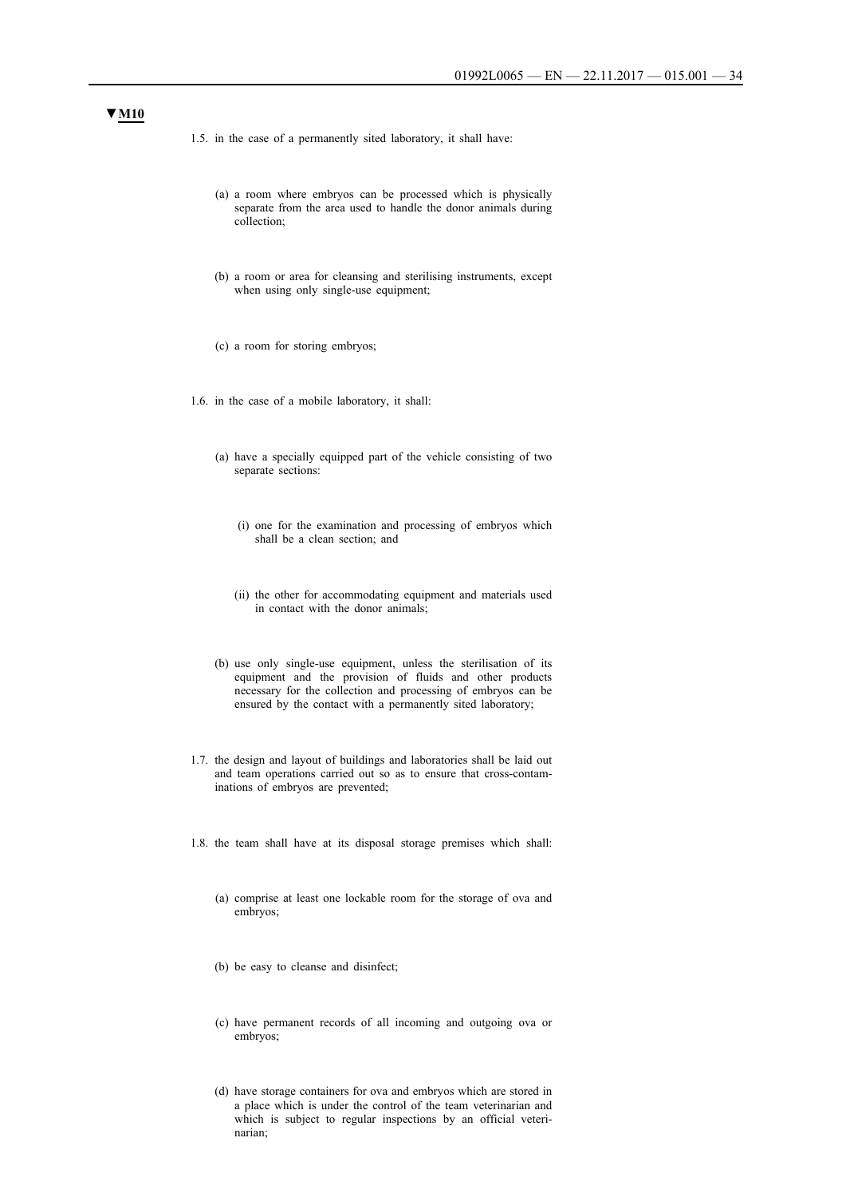▼M10

1.5. in the case of a permanently sited laboratory, it shall have:

(a) a room where embryos can be processed which is physically separate from the area used to handle the donor animals during collection;

(b) a room or area for cleansing and sterilising instruments, except when using only single-use equipment;

(c) a room for storing embryos;

1.6. in the case of a mobile laboratory, it shall:

(a) have a specially equipped part of the vehicle consisting of two separate sections:

(i) one for the examination and processing of embryos which shall be a clean section; and

(ii) the other for accommodating equipment and materials used in contact with the donor animals;

(b) use only single-use equipment, unless the sterilisation of its equipment and the provision of fluids and other products necessary for the collection and processing of embryos can be ensured by the contact with a permanently sited laboratory;

1.7. the design and layout of buildings and laboratories shall be laid out and team operations carried out so as to ensure that cross-contaminations of embryos are prevented;

1.8. the team shall have at its disposal storage premises which shall:

(a) comprise at least one lockable room for the storage of ova and embryos;

(b) be easy to cleanse and disinfect;

(c) have permanent records of all incoming and outgoing ova or embryos;

(d) have storage containers for ova and embryos which are stored in a place which is under the control of the team veterinarian and which is subject to regular inspections by an official veterinarian;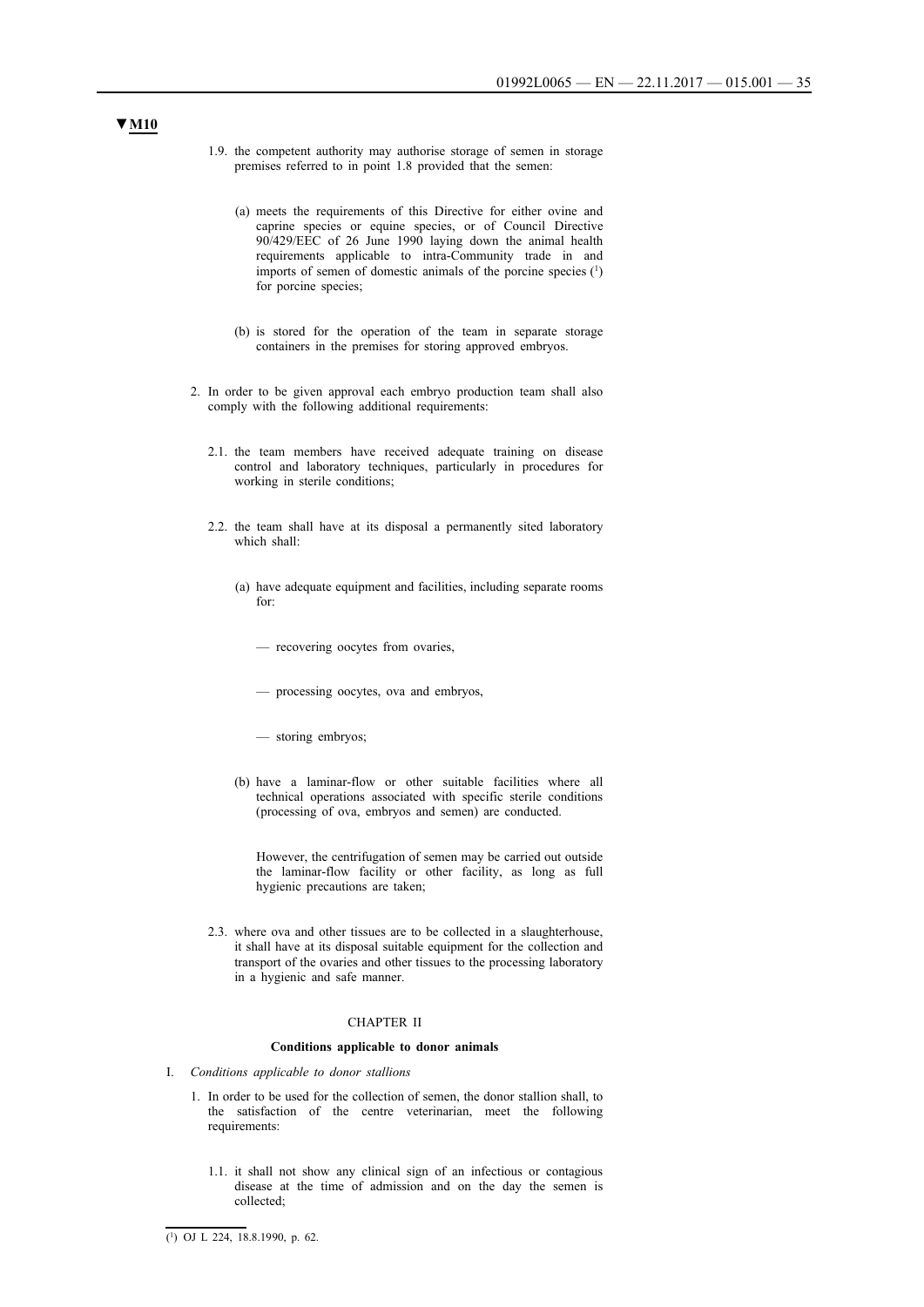▼**M10**

1.9. the competent authority may authorise storage of semen in storage premises referred to in point 1.8 provided that the semen:

(a) meets the requirements of this Directive for either ovine and caprine species or equine species, or of Council Directive 90/429/EEC of 26 June 1990 laying down the animal health requirements applicable to intra-Community trade in and imports of semen of domestic animals of the porcine species [1] for porcine species;

(b) is stored for the operation of the team in separate storage containers in the premises for storing approved embryos.

2. In order to be given approval each embryo production team shall also comply with the following additional requirements:

2.1. the team members have received adequate training on disease control and laboratory techniques, particularly in procedures for working in sterile conditions;

2.2. the team shall have at its disposal a permanently sited laboratory which shall:

(a) have adequate equipment and facilities, including separate rooms for:

— recovering oocytes from ovaries,

— processing oocytes, ova and embryos,

— storing embryos;

(b) have a laminar-flow or other suitable facilities where all technical operations associated with specific sterile conditions (processing of ova, embryos and semen) are conducted.

However, the centrifugation of semen may be carried out outside the laminar-flow facility or other facility, as long as full hygienic precautions are taken;

2.3. where ova and other tissues are to be collected in a slaughterhouse, it shall have at its disposal suitable equipment for the collection and transport of the ovaries and other tissues to the processing laboratory in a hygienic and safe manner.

## CHAPTER II

### Conditions applicable to donor animals

I. *Conditions applicable to donor stallions*

1. In order to be used for the collection of semen, the donor stallion shall, to the satisfaction of the centre veterinarian, meet the following requirements:

1.1. it shall not show any clinical sign of an infectious or contagious disease at the time of admission and on the day the semen is collected;

---

[1] OJ L 224, 18.8.1990, p. 62.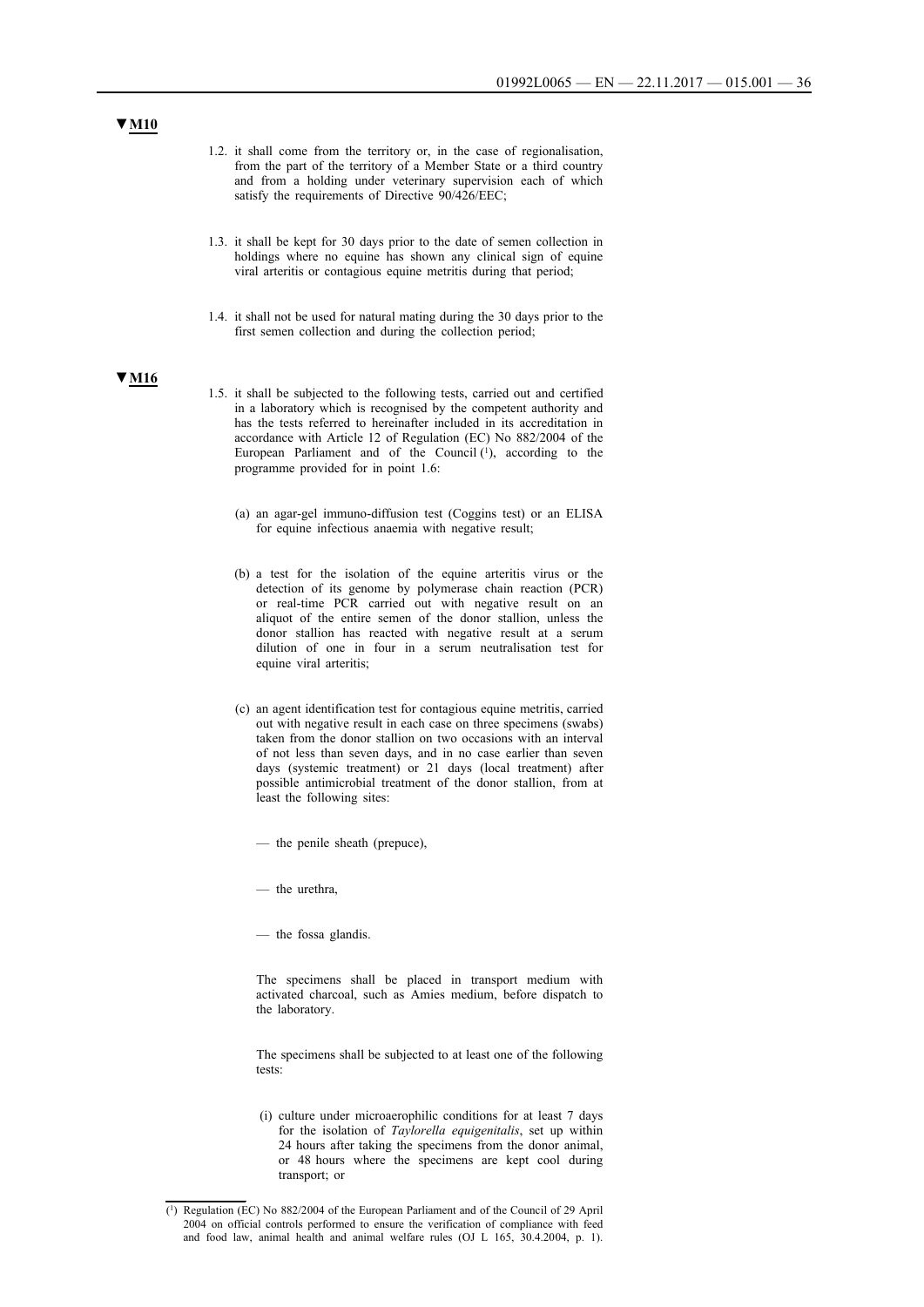▼M10

1.2. it shall come from the territory or, in the case of regionalisation, from the part of the territory of a Member State or a third country and from a holding under veterinary supervision each of which satisfy the requirements of Directive 90/426/EEC;

1.3. it shall be kept for 30 days prior to the date of semen collection in holdings where no equine has shown any clinical sign of equine viral arteritis or contagious equine metritis during that period;

1.4. it shall not be used for natural mating during the 30 days prior to the first semen collection and during the collection period;

▼M16

1.5. it shall be subjected to the following tests, carried out and certified in a laboratory which is recognised by the competent authority and has the tests referred to hereinafter included in its accreditation in accordance with Article 12 of Regulation (EC) No 882/2004 of the European Parliament and of the Council [1], according to the programme provided for in point 1.6:

(a) an agar-gel immuno-diffusion test (Coggins test) or an ELISA for equine infectious anaemia with negative result;

(b) a test for the isolation of the equine arteritis virus or the detection of its genome by polymerase chain reaction (PCR) or real-time PCR carried out with negative result on an aliquot of the entire semen of the donor stallion, unless the donor stallion has reacted with negative result at a serum dilution of one in four in a serum neutralisation test for equine viral arteritis;

(c) an agent identification test for contagious equine metritis, carried out with negative result in each case on three specimens (swabs) taken from the donor stallion on two occasions with an interval of not less than seven days, and in no case earlier than seven days (systemic treatment) or 21 days (local treatment) after possible antimicrobial treatment of the donor stallion, from at least the following sites:

— the penile sheath (prepuce),

— the urethra,

— the fossa glandis.

The specimens shall be placed in transport medium with activated charcoal, such as Amies medium, before dispatch to the laboratory.

The specimens shall be subjected to at least one of the following tests:

(i) culture under microaerophilic conditions for at least 7 days for the isolation of *Taylorella equigenitalis*, set up within 24 hours after taking the specimens from the donor animal, or 48 hours where the specimens are kept cool during transport; or

---

[1] Regulation (EC) No 882/2004 of the European Parliament and of the Council of 29 April 2004 on official controls performed to ensure the verification of compliance with feed and food law, animal health and animal welfare rules (OJ L 165, 30.4.2004, p. 1).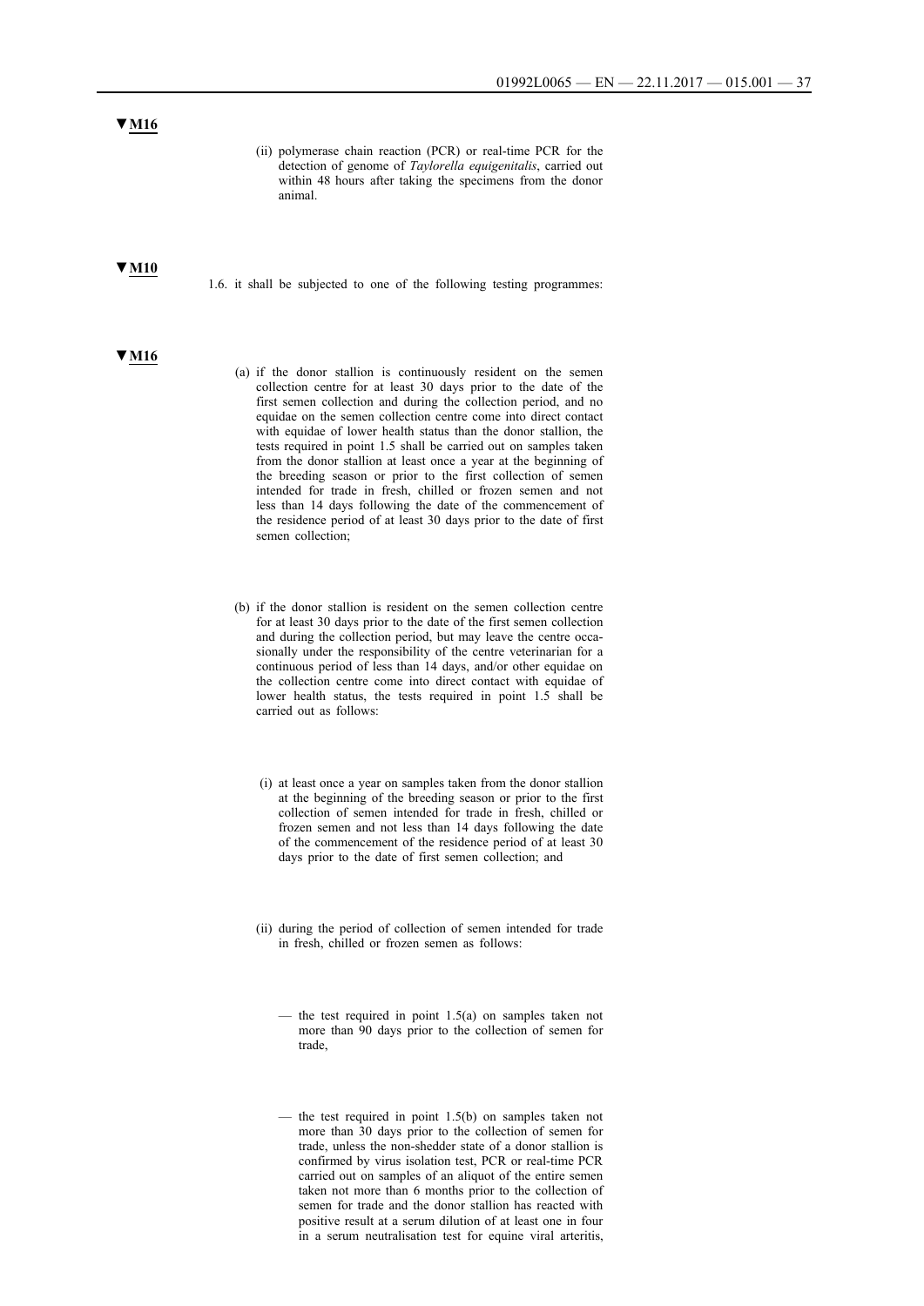▼M16

(ii) polymerase chain reaction (PCR) or real-time PCR for the detection of genome of *Taylorella equigenitalis*, carried out within 48 hours after taking the specimens from the donor animal.

▼M10

1.6. it shall be subjected to one of the following testing programmes:

▼M16

(a) if the donor stallion is continuously resident on the semen collection centre for at least 30 days prior to the date of the first semen collection and during the collection period, and no equidae on the semen collection centre come into direct contact with equidae of lower health status than the donor stallion, the tests required in point 1.5 shall be carried out on samples taken from the donor stallion at least once a year at the beginning of the breeding season or prior to the first collection of semen intended for trade in fresh, chilled or frozen semen and not less than 14 days following the date of the commencement of the residence period of at least 30 days prior to the date of first semen collection;

(b) if the donor stallion is resident on the semen collection centre for at least 30 days prior to the date of the first semen collection and during the collection period, but may leave the centre occasionally under the responsibility of the centre veterinarian for a continuous period of less than 14 days, and/or other equidae on the collection centre come into direct contact with equidae of lower health status, the tests required in point 1.5 shall be carried out as follows:

(i) at least once a year on samples taken from the donor stallion at the beginning of the breeding season or prior to the first collection of semen intended for trade in fresh, chilled or frozen semen and not less than 14 days following the date of the commencement of the residence period of at least 30 days prior to the date of first semen collection; and

(ii) during the period of collection of semen intended for trade in fresh, chilled or frozen semen as follows:

— the test required in point 1.5(a) on samples taken not more than 90 days prior to the collection of semen for trade,

— the test required in point 1.5(b) on samples taken not more than 30 days prior to the collection of semen for trade, unless the non-shedder state of a donor stallion is confirmed by virus isolation test, PCR or real-time PCR carried out on samples of an aliquot of the entire semen taken not more than 6 months prior to the collection of semen for trade and the donor stallion has reacted with positive result at a serum dilution of at least one in four in a serum neutralisation test for equine viral arteritis,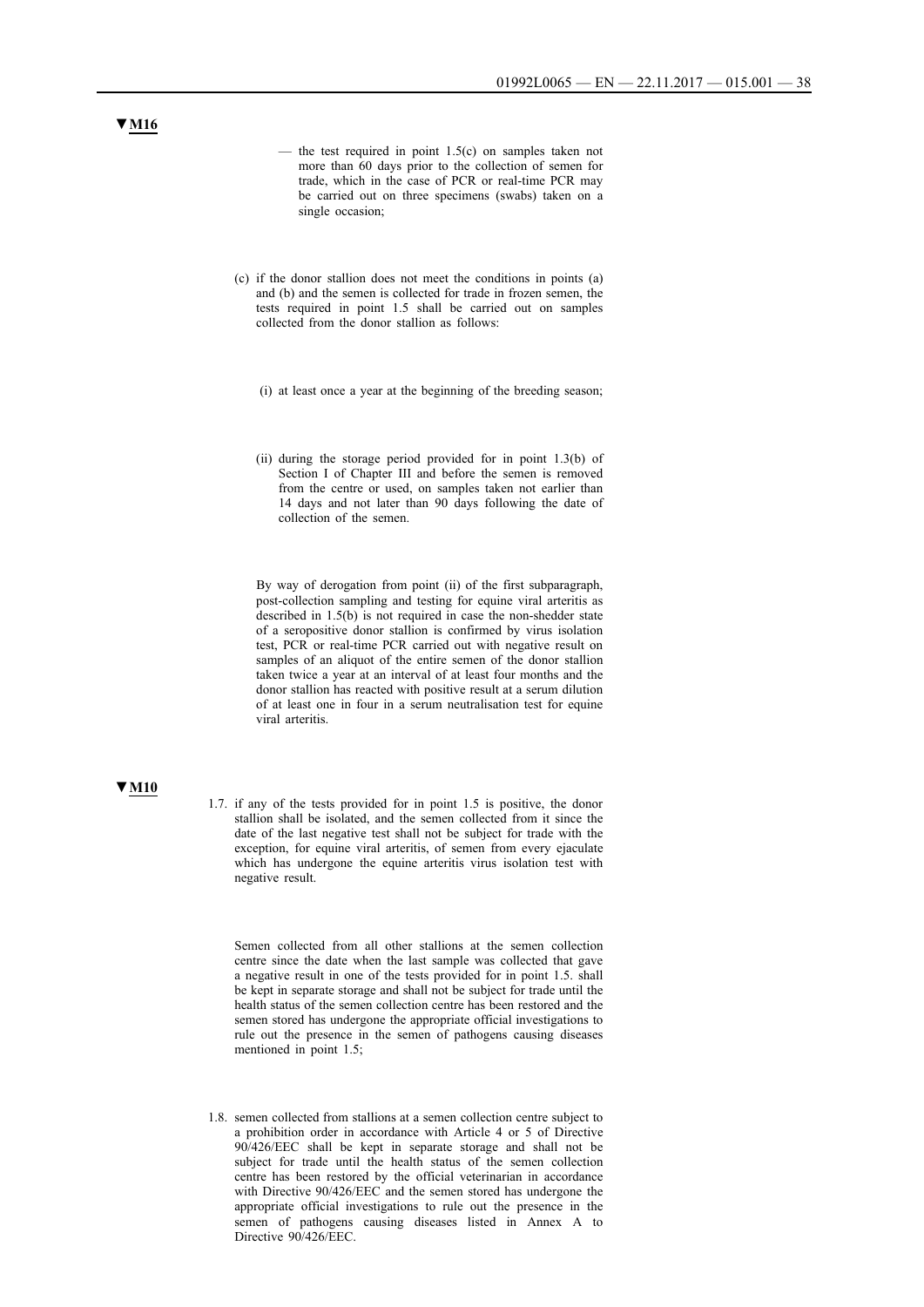▼M16

— the test required in point 1.5(c) on samples taken not more than 60 days prior to the collection of semen for trade, which in the case of PCR or real-time PCR may be carried out on three specimens (swabs) taken on a single occasion;

(c) if the donor stallion does not meet the conditions in points (a) and (b) and the semen is collected for trade in frozen semen, the tests required in point 1.5 shall be carried out on samples collected from the donor stallion as follows:

(i) at least once a year at the beginning of the breeding season;

(ii) during the storage period provided for in point 1.3(b) of Section I of Chapter III and before the semen is removed from the centre or used, on samples taken not earlier than 14 days and not later than 90 days following the date of collection of the semen.

By way of derogation from point (ii) of the first subparagraph, post-collection sampling and testing for equine viral arteritis as described in 1.5(b) is not required in case the non-shedder state of a seropositive donor stallion is confirmed by virus isolation test, PCR or real-time PCR carried out with negative result on samples of an aliquot of the entire semen of the donor stallion taken twice a year at an interval of at least four months and the donor stallion has reacted with positive result at a serum dilution of at least one in four in a serum neutralisation test for equine viral arteritis.

▼M10

1.7. if any of the tests provided for in point 1.5 is positive, the donor stallion shall be isolated, and the semen collected from it since the date of the last negative test shall not be subject for trade with the exception, for equine viral arteritis, of semen from every ejaculate which has undergone the equine arteritis virus isolation test with negative result.

Semen collected from all other stallions at the semen collection centre since the date when the last sample was collected that gave a negative result in one of the tests provided for in point 1.5. shall be kept in separate storage and shall not be subject for trade until the health status of the semen collection centre has been restored and the semen stored has undergone the appropriate official investigations to rule out the presence in the semen of pathogens causing diseases mentioned in point 1.5;

1.8. semen collected from stallions at a semen collection centre subject to a prohibition order in accordance with Article 4 or 5 of Directive 90/426/EEC shall be kept in separate storage and shall not be subject for trade until the health status of the semen collection centre has been restored by the official veterinarian in accordance with Directive 90/426/EEC and the semen stored has undergone the appropriate official investigations to rule out the presence in the semen of pathogens causing diseases listed in Annex A to Directive 90/426/EEC.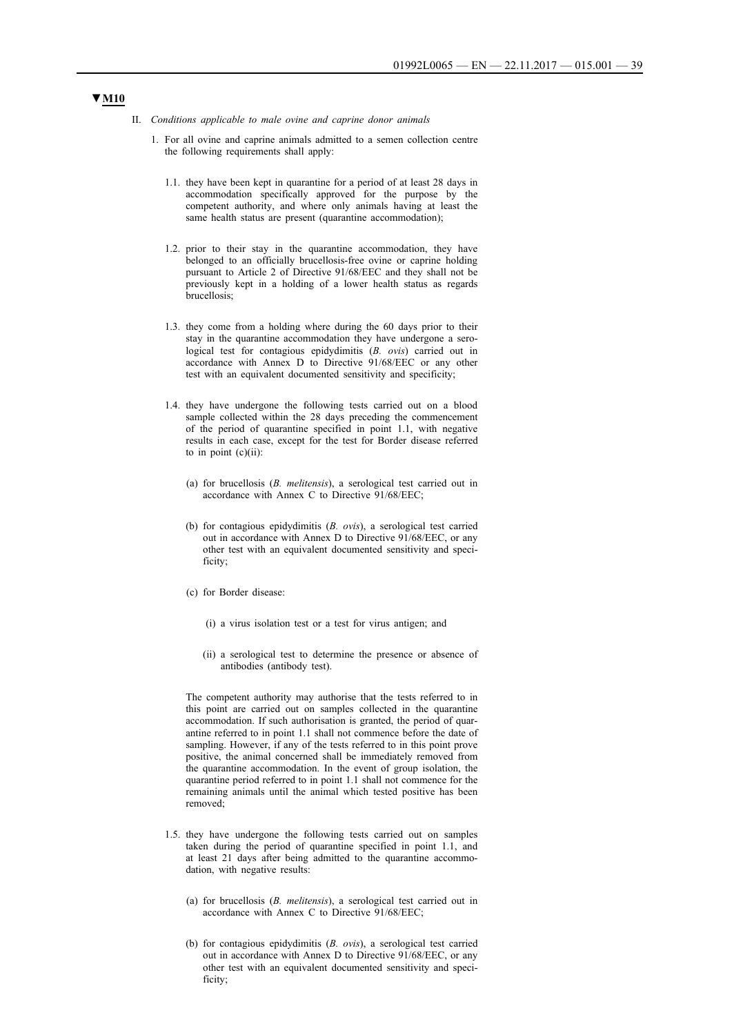▼**M10**

II. *Conditions applicable to male ovine and caprine donor animals*

1. For all ovine and caprine animals admitted to a semen collection centre the following requirements shall apply:

   1.1. they have been kept in quarantine for a period of at least 28 days in accommodation specifically approved for the purpose by the competent authority, and where only animals having at least the same health status are present (quarantine accommodation);

   1.2. prior to their stay in the quarantine accommodation, they have belonged to an officially brucellosis-free ovine or caprine holding pursuant to Article 2 of Directive 91/68/EEC and they shall not be previously kept in a holding of a lower health status as regards brucellosis;

   1.3. they come from a holding where during the 60 days prior to their stay in the quarantine accommodation they have undergone a serological test for contagious epididymitis (*B. ovis*) carried out in accordance with Annex D to Directive 91/68/EEC or any other test with an equivalent documented sensitivity and specificity;

   1.4. they have undergone the following tests carried out on a blood sample collected within the 28 days preceding the commencement of the period of quarantine specified in point 1.1, with negative results in each case, except for the test for Border disease referred to in point (c)(ii):

      (a) for brucellosis (*B. melitensis*), a serological test carried out in accordance with Annex C to Directive 91/68/EEC;

      (b) for contagious epididymitis (*B. ovis*), a serological test carried out in accordance with Annex D to Directive 91/68/EEC, or any other test with an equivalent documented sensitivity and specificity;

      (c) for Border disease:

         (i) a virus isolation test or a test for virus antigen; and

         (ii) a serological test to determine the presence or absence of antibodies (antibody test).

      The competent authority may authorise that the tests referred to in this point are carried out on samples collected in the quarantine accommodation. If such authorisation is granted, the period of quarantine referred to in point 1.1 shall not commence before the date of sampling. However, if any of the tests referred to in this point prove positive, the animal concerned shall be immediately removed from the quarantine accommodation. In the event of group isolation, the quarantine period referred to in point 1.1 shall not commence for the remaining animals until the animal which tested positive has been removed;

   1.5. they have undergone the following tests carried out on samples taken during the period of quarantine specified in point 1.1, and at least 21 days after being admitted to the quarantine accommodation, with negative results:

      (a) for brucellosis (*B. melitensis*), a serological test carried out in accordance with Annex C to Directive 91/68/EEC;

      (b) for contagious epididymitis (*B. ovis*), a serological test carried out in accordance with Annex D to Directive 91/68/EEC, or any other test with an equivalent documented sensitivity and specificity;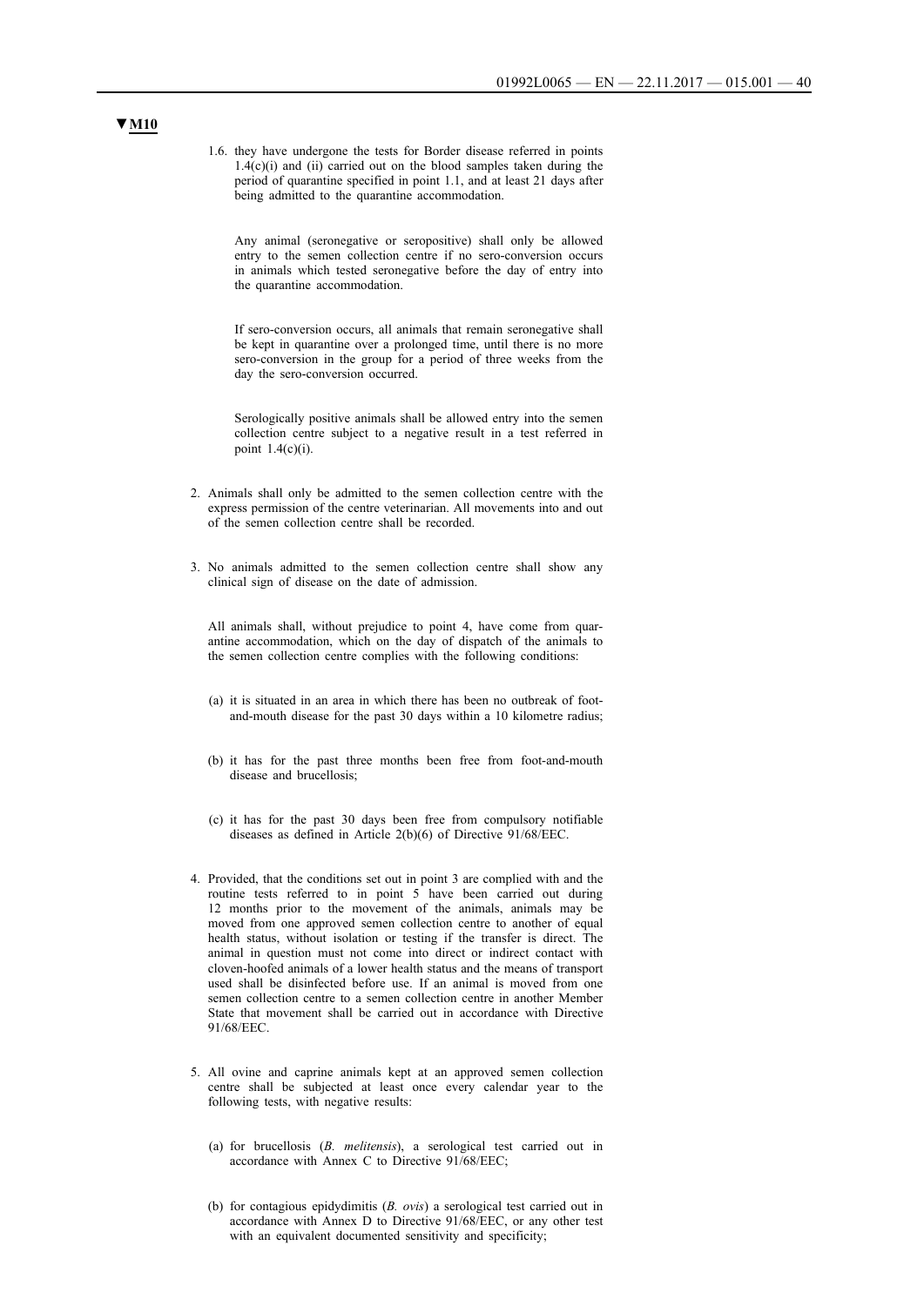▼M10

1.6. they have undergone the tests for Border disease referred in points 1.4(c)(i) and (ii) carried out on the blood samples taken during the period of quarantine specified in point 1.1, and at least 21 days after being admitted to the quarantine accommodation.

Any animal (seronegative or seropositive) shall only be allowed entry to the semen collection centre if no sero-conversion occurs in animals which tested seronegative before the day of entry into the quarantine accommodation.

If sero-conversion occurs, all animals that remain seronegative shall be kept in quarantine over a prolonged time, until there is no more sero-conversion in the group for a period of three weeks from the day the sero-conversion occurred.

Serologically positive animals shall be allowed entry into the semen collection centre subject to a negative result in a test referred in point 1.4(c)(i).

2. Animals shall only be admitted to the semen collection centre with the express permission of the centre veterinarian. All movements into and out of the semen collection centre shall be recorded.

3. No animals admitted to the semen collection centre shall show any clinical sign of disease on the date of admission.

All animals shall, without prejudice to point 4, have come from quarantine accommodation, which on the day of dispatch of the animals to the semen collection centre complies with the following conditions:

(a) it is situated in an area in which there has been no outbreak of foot-and-mouth disease for the past 30 days within a 10 kilometre radius;

(b) it has for the past three months been free from foot-and-mouth disease and brucellosis;

(c) it has for the past 30 days been free from compulsory notifiable diseases as defined in Article 2(b)(6) of Directive 91/68/EEC.

4. Provided, that the conditions set out in point 3 are complied with and the routine tests referred to in point 5 have been carried out during 12 months prior to the movement of the animals, animals may be moved from one approved semen collection centre to another of equal health status, without isolation or testing if the transfer is direct. The animal in question must not come into direct or indirect contact with cloven-hoofed animals of a lower health status and the means of transport used shall be disinfected before use. If an animal is moved from one semen collection centre to a semen collection centre in another Member State that movement shall be carried out in accordance with Directive 91/68/EEC.

5. All ovine and caprine animals kept at an approved semen collection centre shall be subjected at least once every calendar year to the following tests, with negative results:

(a) for brucellosis (*B. melitensis*), a serological test carried out in accordance with Annex C to Directive 91/68/EEC;

(b) for contagious epidydimitis (*B. ovis*) a serological test carried out in accordance with Annex D to Directive 91/68/EEC, or any other test with an equivalent documented sensitivity and specificity;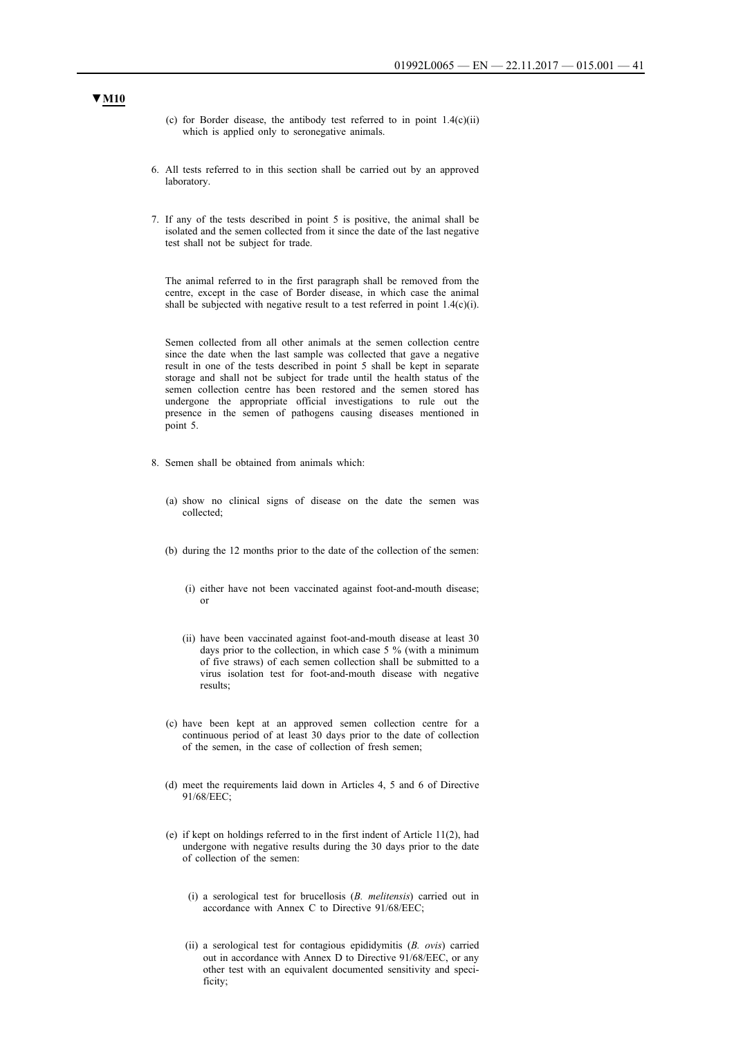▼**M10**

(c) for Border disease, the antibody test referred to in point 1.4(c)(ii) which is applied only to seronegative animals.

6. All tests referred to in this section shall be carried out by an approved laboratory.

7. If any of the tests described in point 5 is positive, the animal shall be isolated and the semen collected from it since the date of the last negative test shall not be subject for trade.

   The animal referred to in the first paragraph shall be removed from the centre, except in the case of Border disease, in which case the animal shall be subjected with negative result to a test referred in point 1.4(c)(i).

   Semen collected from all other animals at the semen collection centre since the date when the last sample was collected that gave a negative result in one of the tests described in point 5 shall be kept in separate storage and shall not be subject for trade until the health status of the semen collection centre has been restored and the semen stored has undergone the appropriate official investigations to rule out the presence in the semen of pathogens causing diseases mentioned in point 5.

8. Semen shall be obtained from animals which:

   (a) show no clinical signs of disease on the date the semen was collected;

   (b) during the 12 months prior to the date of the collection of the semen:

      (i) either have not been vaccinated against foot-and-mouth disease; or

      (ii) have been vaccinated against foot-and-mouth disease at least 30 days prior to the collection, in which case 5 % (with a minimum of five straws) of each semen collection shall be submitted to a virus isolation test for foot-and-mouth disease with negative results;

   (c) have been kept at an approved semen collection centre for a continuous period of at least 30 days prior to the date of collection of the semen, in the case of collection of fresh semen;

   (d) meet the requirements laid down in Articles 4, 5 and 6 of Directive 91/68/EEC;

   (e) if kept on holdings referred to in the first indent of Article 11(2), had undergone with negative results during the 30 days prior to the date of collection of the semen:

      (i) a serological test for brucellosis (*B. melitensis*) carried out in accordance with Annex C to Directive 91/68/EEC;

      (ii) a serological test for contagious epididymitis (*B. ovis*) carried out in accordance with Annex D to Directive 91/68/EEC, or any other test with an equivalent documented sensitivity and specificity;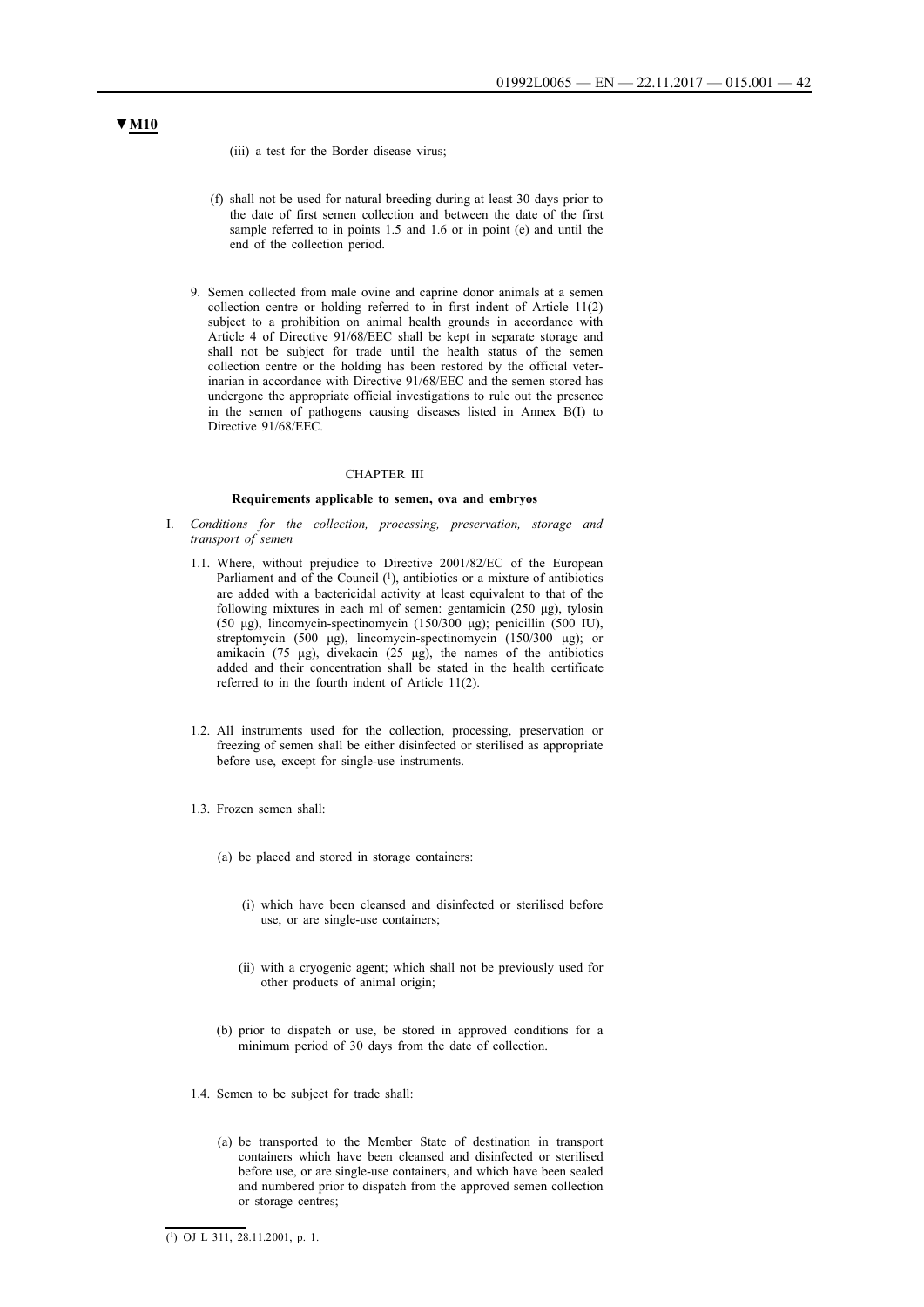▼M10

(iii) a test for the Border disease virus;

(f) shall not be used for natural breeding during at least 30 days prior to the date of first semen collection and between the date of the first sample referred to in points 1.5 and 1.6 or in point (e) and until the end of the collection period.

9. Semen collected from male ovine and caprine donor animals at a semen collection centre or holding referred to in first indent of Article 11(2) subject to a prohibition on animal health grounds in accordance with Article 4 of Directive 91/68/EEC shall be kept in separate storage and shall not be subject for trade until the health status of the semen collection centre or the holding has been restored by the official veterinarian in accordance with Directive 91/68/EEC and the semen stored has undergone the appropriate official investigations to rule out the presence in the semen of pathogens causing diseases listed in Annex B(I) to Directive 91/68/EEC.

CHAPTER III

**Requirements applicable to semen, ova and embryos**

I. *Conditions for the collection, processing, preservation, storage and transport of semen*

1.1. Where, without prejudice to Directive 2001/82/EC of the European Parliament and of the Council [1], antibiotics or a mixture of antibiotics are added with a bactericidal activity at least equivalent to that of the following mixtures in each ml of semen: gentamicin (250 µg), tylosin (50 µg), lincomycin-spectinomycin (150/300 µg); penicillin (500 IU), streptomycin (500 µg), lincomycin-spectinomycin (150/300 µg); or amikacin (75 µg), divekacin (25 µg), the names of the antibiotics added and their concentration shall be stated in the health certificate referred to in the fourth indent of Article 11(2).

1.2. All instruments used for the collection, processing, preservation or freezing of semen shall be either disinfected or sterilised as appropriate before use, except for single-use instruments.

1.3. Frozen semen shall:

(a) be placed and stored in storage containers:

(i) which have been cleansed and disinfected or sterilised before use, or are single-use containers;

(ii) with a cryogenic agent; which shall not be previously used for other products of animal origin;

(b) prior to dispatch or use, be stored in approved conditions for a minimum period of 30 days from the date of collection.

1.4. Semen to be subject for trade shall:

(a) be transported to the Member State of destination in transport containers which have been cleansed and disinfected or sterilised before use, or are single-use containers, and which have been sealed and numbered prior to dispatch from the approved semen collection or storage centres;

---

[1] OJ L 311, 28.11.2001, p. 1.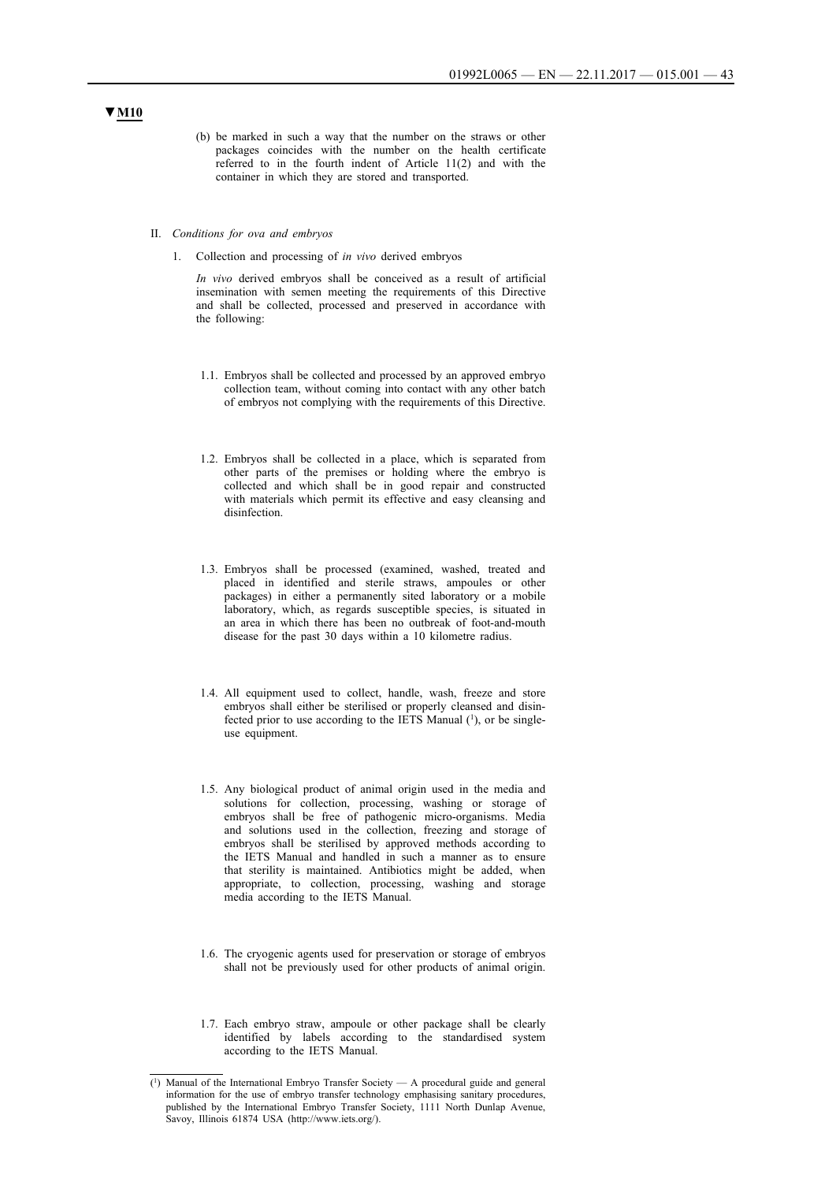▼M10

(b) be marked in such a way that the number on the straws or other packages coincides with the number on the health certificate referred to in the fourth indent of Article 11(2) and with the container in which they are stored and transported.

II. *Conditions for ova and embryos*

1. Collection and processing of *in vivo* derived embryos

*In vivo* derived embryos shall be conceived as a result of artificial insemination with semen meeting the requirements of this Directive and shall be collected, processed and preserved in accordance with the following:

1.1. Embryos shall be collected and processed by an approved embryo collection team, without coming into contact with any other batch of embryos not complying with the requirements of this Directive.

1.2. Embryos shall be collected in a place, which is separated from other parts of the premises or holding where the embryo is collected and which shall be in good repair and constructed with materials which permit its effective and easy cleansing and disinfection.

1.3. Embryos shall be processed (examined, washed, treated and placed in identified and sterile straws, ampoules or other packages) in either a permanently sited laboratory or a mobile laboratory, which, as regards susceptible species, is situated in an area in which there has been no outbreak of foot-and-mouth disease for the past 30 days within a 10 kilometre radius.

1.4. All equipment used to collect, handle, wash, freeze and store embryos shall either be sterilised or properly cleansed and disinfected prior to use according to the IETS Manual [1], or be single-use equipment.

1.5. Any biological product of animal origin used in the media and solutions for collection, processing, washing or storage of embryos shall be free of pathogenic micro-organisms. Media and solutions used in the collection, freezing and storage of embryos shall be sterilised by approved methods according to the IETS Manual and handled in such a manner as to ensure that sterility is maintained. Antibiotics might be added, when appropriate, to collection, processing, washing and storage media according to the IETS Manual.

1.6. The cryogenic agents used for preservation or storage of embryos shall not be previously used for other products of animal origin.

1.7. Each embryo straw, ampoule or other package shall be clearly identified by labels according to the standardised system according to the IETS Manual.

[1] Manual of the International Embryo Transfer Society — A procedural guide and general information for the use of embryo transfer technology emphasising sanitary procedures, published by the International Embryo Transfer Society, 1111 North Dunlap Avenue, Savoy, Illinois 61874 USA (http://www.iets.org/).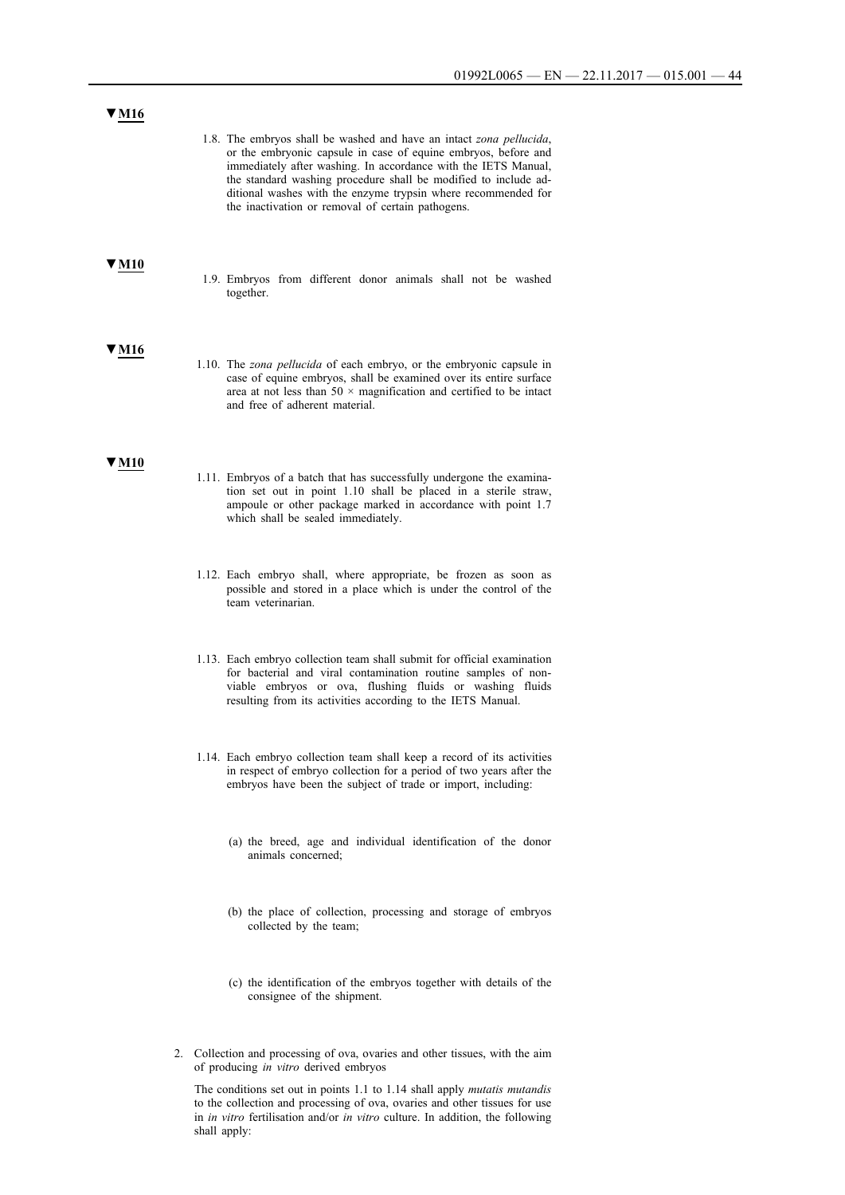▼M16

1.8. The embryos shall be washed and have an intact *zona pellucida*, or the embryonic capsule in case of equine embryos, before and immediately after washing. In accordance with the IETS Manual, the standard washing procedure shall be modified to include additional washes with the enzyme trypsin where recommended for the inactivation or removal of certain pathogens.

▼M10

1.9. Embryos from different donor animals shall not be washed together.

▼M16

1.10. The *zona pellucida* of each embryo, or the embryonic capsule in case of equine embryos, shall be examined over its entire surface area at not less than 50 × magnification and certified to be intact and free of adherent material.

▼M10

1.11. Embryos of a batch that has successfully undergone the examination set out in point 1.10 shall be placed in a sterile straw, ampoule or other package marked in accordance with point 1.7 which shall be sealed immediately.

1.12. Each embryo shall, where appropriate, be frozen as soon as possible and stored in a place which is under the control of the team veterinarian.

1.13. Each embryo collection team shall submit for official examination for bacterial and viral contamination routine samples of non-viable embryos or ova, flushing fluids or washing fluids resulting from its activities according to the IETS Manual.

1.14. Each embryo collection team shall keep a record of its activities in respect of embryo collection for a period of two years after the embryos have been the subject of trade or import, including:

(a) the breed, age and individual identification of the donor animals concerned;

(b) the place of collection, processing and storage of embryos collected by the team;

(c) the identification of the embryos together with details of the consignee of the shipment.

2. Collection and processing of ova, ovaries and other tissues, with the aim of producing *in vitro* derived embryos

The conditions set out in points 1.1 to 1.14 shall apply *mutatis mutandis* to the collection and processing of ova, ovaries and other tissues for use in *in vitro* fertilisation and/or *in vitro* culture. In addition, the following shall apply: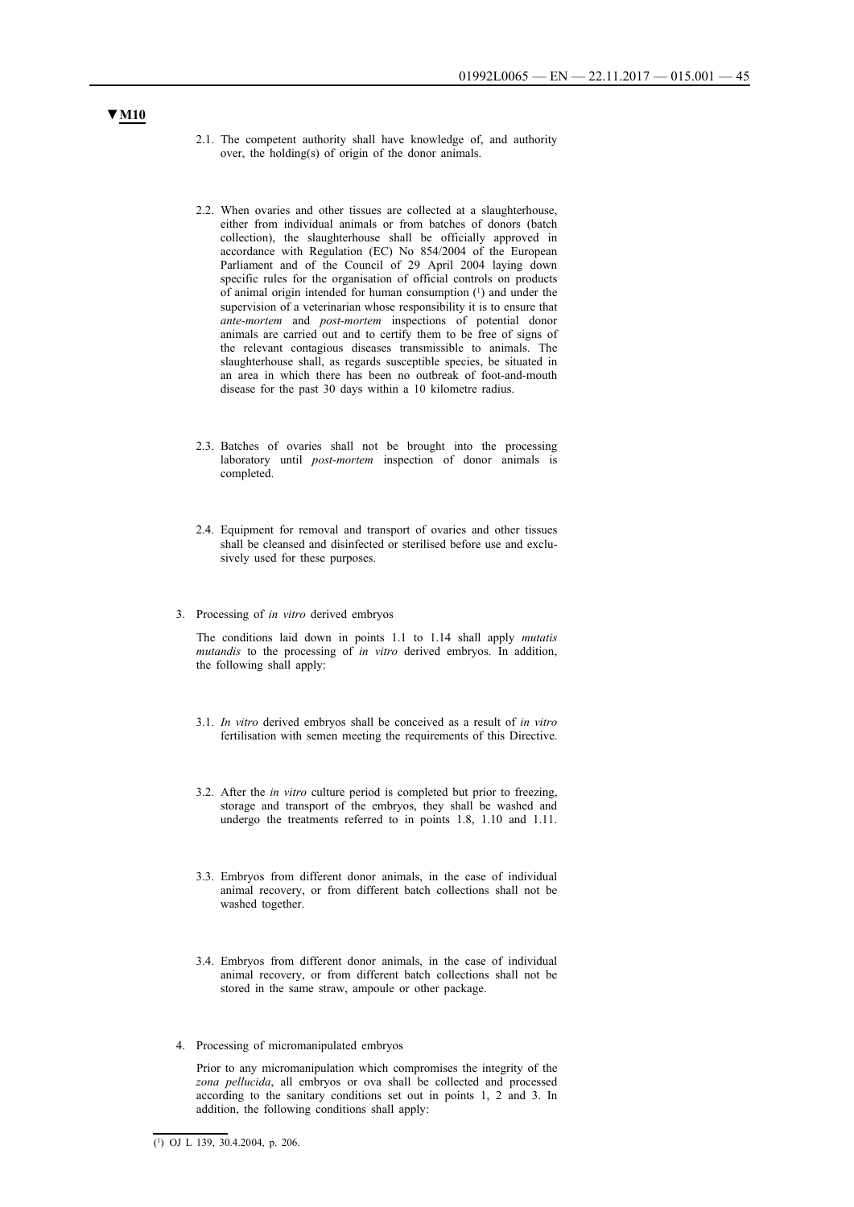**▼M10**

2.1. The competent authority shall have knowledge of, and authority over, the holding(s) of origin of the donor animals.

2.2. When ovaries and other tissues are collected at a slaughterhouse, either from individual animals or from batches of donors (batch collection), the slaughterhouse shall be officially approved in accordance with Regulation (EC) No 854/2004 of the European Parliament and of the Council of 29 April 2004 laying down specific rules for the organisation of official controls on products of animal origin intended for human consumption [1] and under the supervision of a veterinarian whose responsibility it is to ensure that *ante-mortem* and *post-mortem* inspections of potential donor animals are carried out and to certify them to be free of signs of the relevant contagious diseases transmissible to animals. The slaughterhouse shall, as regards susceptible species, be situated in an area in which there has been no outbreak of foot-and-mouth disease for the past 30 days within a 10 kilometre radius.

2.3. Batches of ovaries shall not be brought into the processing laboratory until *post-mortem* inspection of donor animals is completed.

2.4. Equipment for removal and transport of ovaries and other tissues shall be cleansed and disinfected or sterilised before use and exclusively used for these purposes.

3. Processing of *in vitro* derived embryos

The conditions laid down in points 1.1 to 1.14 shall apply *mutatis mutandis* to the processing of *in vitro* derived embryos. In addition, the following shall apply:

3.1. *In vitro* derived embryos shall be conceived as a result of *in vitro* fertilisation with semen meeting the requirements of this Directive.

3.2. After the *in vitro* culture period is completed but prior to freezing, storage and transport of the embryos, they shall be washed and undergo the treatments referred to in points 1.8, 1.10 and 1.11.

3.3. Embryos from different donor animals, in the case of individual animal recovery, or from different batch collections shall not be washed together.

3.4. Embryos from different donor animals, in the case of individual animal recovery, or from different batch collections shall not be stored in the same straw, ampoule or other package.

4. Processing of micromanipulated embryos

Prior to any micromanipulation which compromises the integrity of the *zona pellucida*, all embryos or ova shall be collected and processed according to the sanitary conditions set out in points 1, 2 and 3. In addition, the following conditions shall apply:

---

[1] OJ L 139, 30.4.2004, p. 206.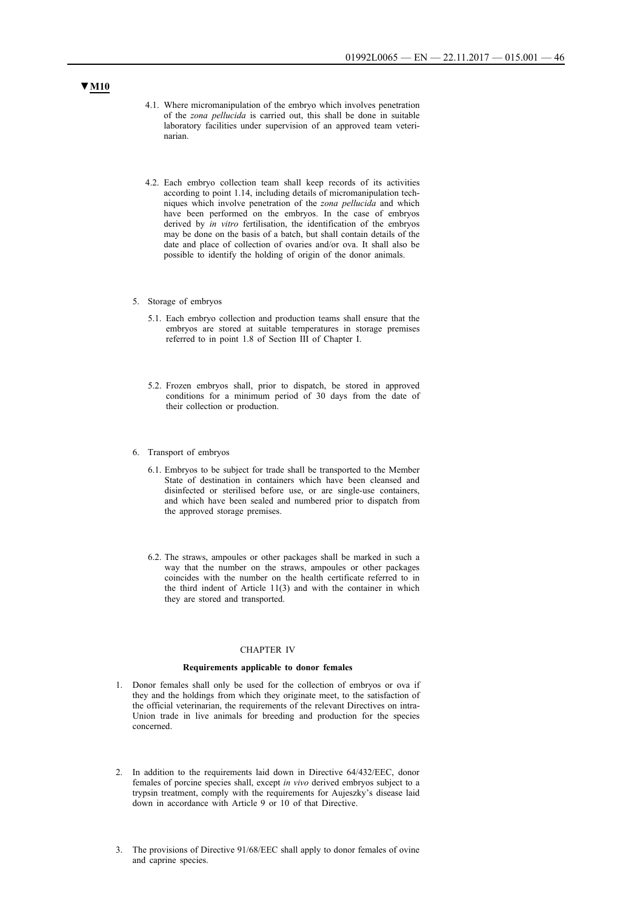▼M10

4.1. Where micromanipulation of the embryo which involves penetration of the *zona pellucida* is carried out, this shall be done in suitable laboratory facilities under supervision of an approved team veterinarian.

4.2. Each embryo collection team shall keep records of its activities according to point 1.14, including details of micromanipulation techniques which involve penetration of the *zona pellucida* and which have been performed on the embryos. In the case of embryos derived by *in vitro* fertilisation, the identification of the embryos may be done on the basis of a batch, but shall contain details of the date and place of collection of ovaries and/or ova. It shall also be possible to identify the holding of origin of the donor animals.

5. Storage of embryos

5.1. Each embryo collection and production teams shall ensure that the embryos are stored at suitable temperatures in storage premises referred to in point 1.8 of Section III of Chapter I.

5.2. Frozen embryos shall, prior to dispatch, be stored in approved conditions for a minimum period of 30 days from the date of their collection or production.

6. Transport of embryos

6.1. Embryos to be subject for trade shall be transported to the Member State of destination in containers which have been cleansed and disinfected or sterilised before use, or are single-use containers, and which have been sealed and numbered prior to dispatch from the approved storage premises.

6.2. The straws, ampoules or other packages shall be marked in such a way that the number on the straws, ampoules or other packages coincides with the number on the health certificate referred to in the third indent of Article 11(3) and with the container in which they are stored and transported.

CHAPTER IV

**Requirements applicable to donor females**

1. Donor females shall only be used for the collection of embryos or ova if they and the holdings from which they originate meet, to the satisfaction of the official veterinarian, the requirements of the relevant Directives on intra-Union trade in live animals for breeding and production for the species concerned.

2. In addition to the requirements laid down in Directive 64/432/EEC, donor females of porcine species shall, except *in vivo* derived embryos subject to a trypsin treatment, comply with the requirements for Aujeszky's disease laid down in accordance with Article 9 or 10 of that Directive.

3. The provisions of Directive 91/68/EEC shall apply to donor females of ovine and caprine species.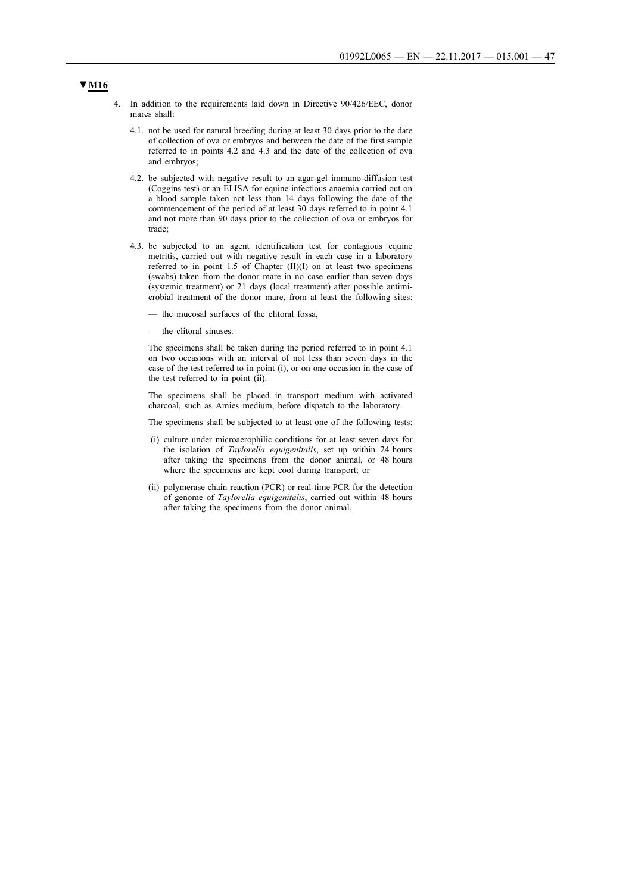**▼M16**

4. In addition to the requirements laid down in Directive 90/426/EEC, donor mares shall:

   4.1. not be used for natural breeding during at least 30 days prior to the date of collection of ova or embryos and between the date of the first sample referred to in points 4.2 and 4.3 and the date of the collection of ova and embryos;

   4.2. be subjected with negative result to an agar-gel immuno-diffusion test (Coggins test) or an ELISA for equine infectious anaemia carried out on a blood sample taken not less than 14 days following the date of the commencement of the period of at least 30 days referred to in point 4.1 and not more than 90 days prior to the collection of ova or embryos for trade;

   4.3. be subjected to an agent identification test for contagious equine metritis, carried out with negative result in each case in a laboratory referred to in point 1.5 of Chapter (II)(I) on at least two specimens (swabs) taken from the donor mare in no case earlier than seven days (systemic treatment) or 21 days (local treatment) after possible antimicrobial treatment of the donor mare, from at least the following sites:

   — the mucosal surfaces of the clitoral fossa,

   — the clitoral sinuses.

   The specimens shall be taken during the period referred to in point 4.1 on two occasions with an interval of not less than seven days in the case of the test referred to in point (i), or on one occasion in the case of the test referred to in point (ii).

   The specimens shall be placed in transport medium with activated charcoal, such as Amies medium, before dispatch to the laboratory.

   The specimens shall be subjected to at least one of the following tests:

   (i) culture under microaerophilic conditions for at least seven days for the isolation of *Taylorella equigenitalis*, set up within 24 hours after taking the specimens from the donor animal, or 48 hours where the specimens are kept cool during transport; or

   (ii) polymerase chain reaction (PCR) or real-time PCR for the detection of genome of *Taylorella equigenitalis*, carried out within 48 hours after taking the specimens from the donor animal.